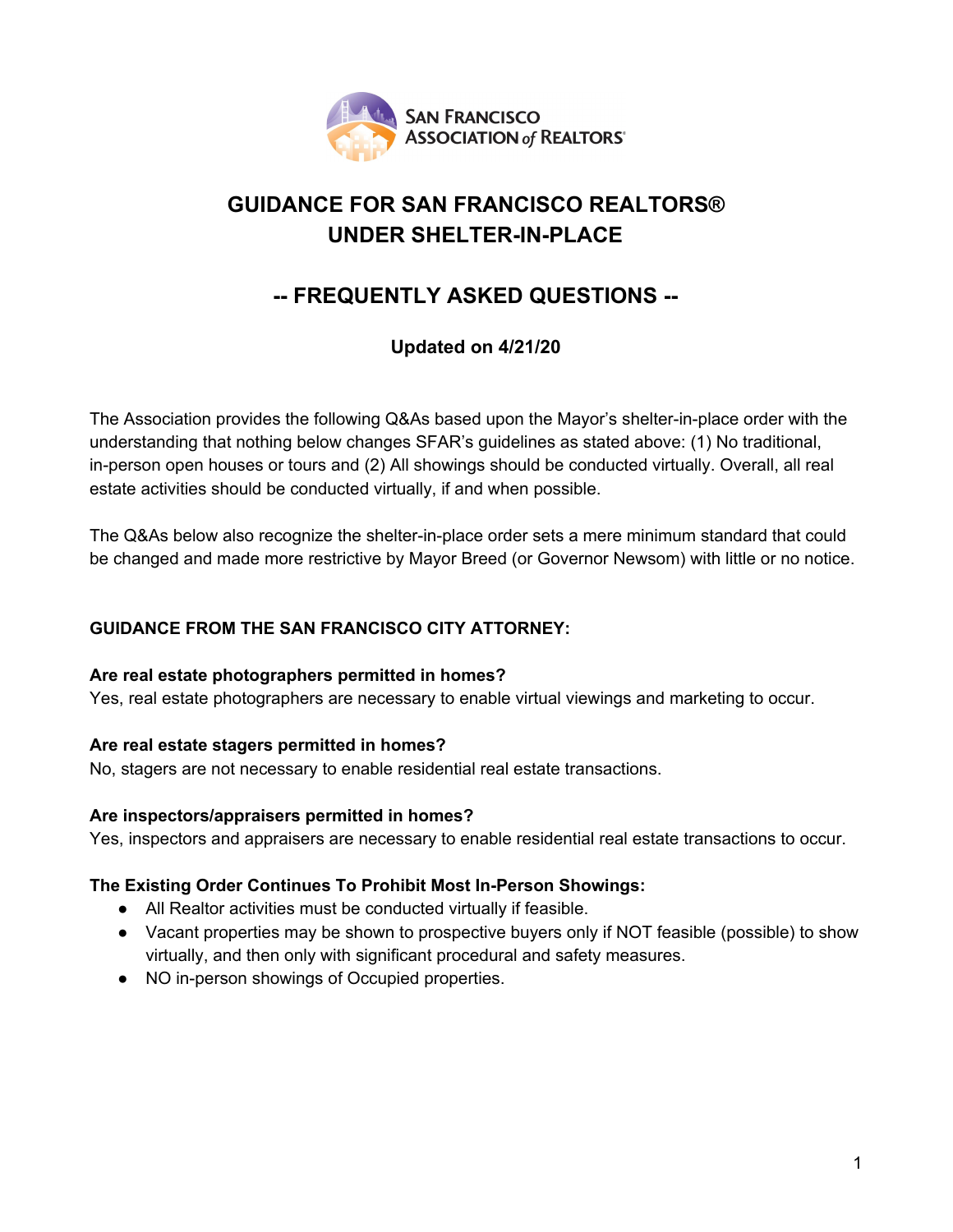SAN FRANCISCO ASSOCIATION of REALTORS®

# GUIDANCE FOR SAN FRANCISCO REALTORS® UNDER SHELTER-IN-PLACE

## -- FREQUENTLY ASKED QUESTIONS --

### Updated on 4/21/20

The Association provides the following Q&As based upon the Mayor's shelter-in-place order with the understanding that nothing below changes SFAR's guidelines as stated above: (1) No traditional, in-person open houses or tours and (2) All showings should be conducted virtually. Overall, all real estate activities should be conducted virtually, if and when possible.

The Q&As below also recognize the shelter-in-place order sets a mere minimum standard that could be changed and made more restrictive by Mayor Breed (or Governor Newsom) with little or no notice.

**GUIDANCE FROM THE SAN FRANCISCO CITY ATTORNEY:**

**Are real estate photographers permitted in homes?**
Yes, real estate photographers are necessary to enable virtual viewings and marketing to occur.

**Are real estate stagers permitted in homes?**
No, stagers are not necessary to enable residential real estate transactions.

**Are inspectors/appraisers permitted in homes?**
Yes, inspectors and appraisers are necessary to enable residential real estate transactions to occur.

**The Existing Order Continues To Prohibit Most In-Person Showings:**

- All Realtor activities must be conducted virtually if feasible.
- Vacant properties may be shown to prospective buyers only if NOT feasible (possible) to show virtually, and then only with significant procedural and safety measures.
- NO in-person showings of Occupied properties.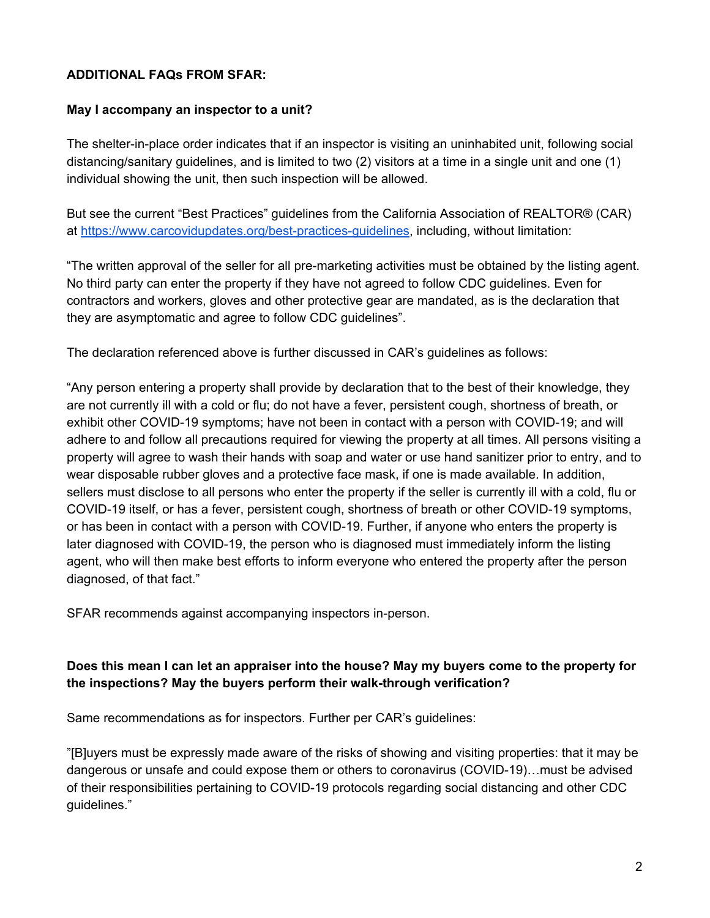**ADDITIONAL FAQs FROM SFAR:**

**May I accompany an inspector to a unit?**

The shelter-in-place order indicates that if an inspector is visiting an uninhabited unit, following social distancing/sanitary guidelines, and is limited to two (2) visitors at a time in a single unit and one (1) individual showing the unit, then such inspection will be allowed.

But see the current “Best Practices” guidelines from the California Association of REALTOR® (CAR) at https://www.carcovidupdates.org/best-practices-guidelines, including, without limitation:

“The written approval of the seller for all pre-marketing activities must be obtained by the listing agent. No third party can enter the property if they have not agreed to follow CDC guidelines. Even for contractors and workers, gloves and other protective gear are mandated, as is the declaration that they are asymptomatic and agree to follow CDC guidelines”.

The declaration referenced above is further discussed in CAR’s guidelines as follows:

“Any person entering a property shall provide by declaration that to the best of their knowledge, they are not currently ill with a cold or flu; do not have a fever, persistent cough, shortness of breath, or exhibit other COVID-19 symptoms; have not been in contact with a person with COVID-19; and will adhere to and follow all precautions required for viewing the property at all times. All persons visiting a property will agree to wash their hands with soap and water or use hand sanitizer prior to entry, and to wear disposable rubber gloves and a protective face mask, if one is made available. In addition, sellers must disclose to all persons who enter the property if the seller is currently ill with a cold, flu or COVID-19 itself, or has a fever, persistent cough, shortness of breath or other COVID-19 symptoms, or has been in contact with a person with COVID-19. Further, if anyone who enters the property is later diagnosed with COVID-19, the person who is diagnosed must immediately inform the listing agent, who will then make best efforts to inform everyone who entered the property after the person diagnosed, of that fact.”

SFAR recommends against accompanying inspectors in-person.

**Does this mean I can let an appraiser into the house? May my buyers come to the property for the inspections? May the buyers perform their walk-through verification?**

Same recommendations as for inspectors. Further per CAR’s guidelines:

”[B]uyers must be expressly made aware of the risks of showing and visiting properties: that it may be dangerous or unsafe and could expose them or others to coronavirus (COVID-19)…must be advised of their responsibilities pertaining to COVID-19 protocols regarding social distancing and other CDC guidelines.”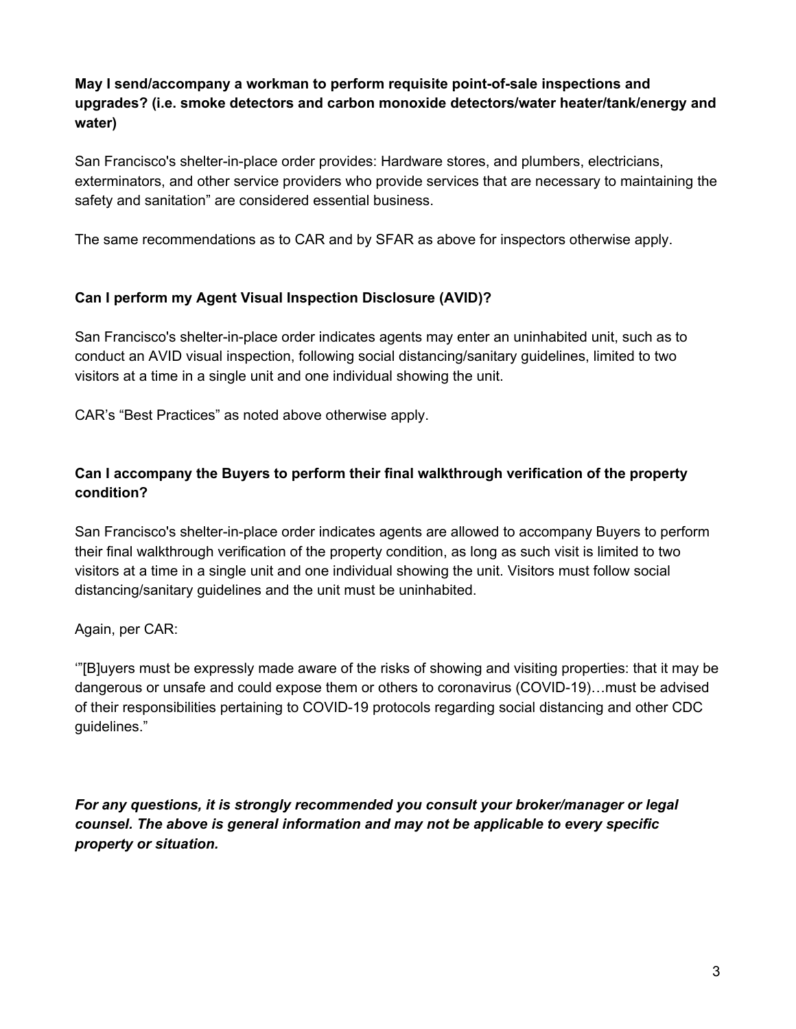**May I send/accompany a workman to perform requisite point-of-sale inspections and upgrades? (i.e. smoke detectors and carbon monoxide detectors/water heater/tank/energy and water)**

San Francisco's shelter-in-place order provides: Hardware stores, and plumbers, electricians, exterminators, and other service providers who provide services that are necessary to maintaining the safety and sanitation" are considered essential business.

The same recommendations as to CAR and by SFAR as above for inspectors otherwise apply.

**Can I perform my Agent Visual Inspection Disclosure (AVID)?**

San Francisco's shelter-in-place order indicates agents may enter an uninhabited unit, such as to conduct an AVID visual inspection, following social distancing/sanitary guidelines, limited to two visitors at a time in a single unit and one individual showing the unit.

CAR's "Best Practices" as noted above otherwise apply.

**Can I accompany the Buyers to perform their final walkthrough verification of the property condition?**

San Francisco's shelter-in-place order indicates agents are allowed to accompany Buyers to perform their final walkthrough verification of the property condition, as long as such visit is limited to two visitors at a time in a single unit and one individual showing the unit. Visitors must follow social distancing/sanitary guidelines and the unit must be uninhabited.

Again, per CAR:

'"[B]uyers must be expressly made aware of the risks of showing and visiting properties: that it may be dangerous or unsafe and could expose them or others to coronavirus (COVID-19)…must be advised of their responsibilities pertaining to COVID-19 protocols regarding social distancing and other CDC guidelines."

***For any questions, it is strongly recommended you consult your broker/manager or legal counsel. The above is general information and may not be applicable to every specific property or situation.***